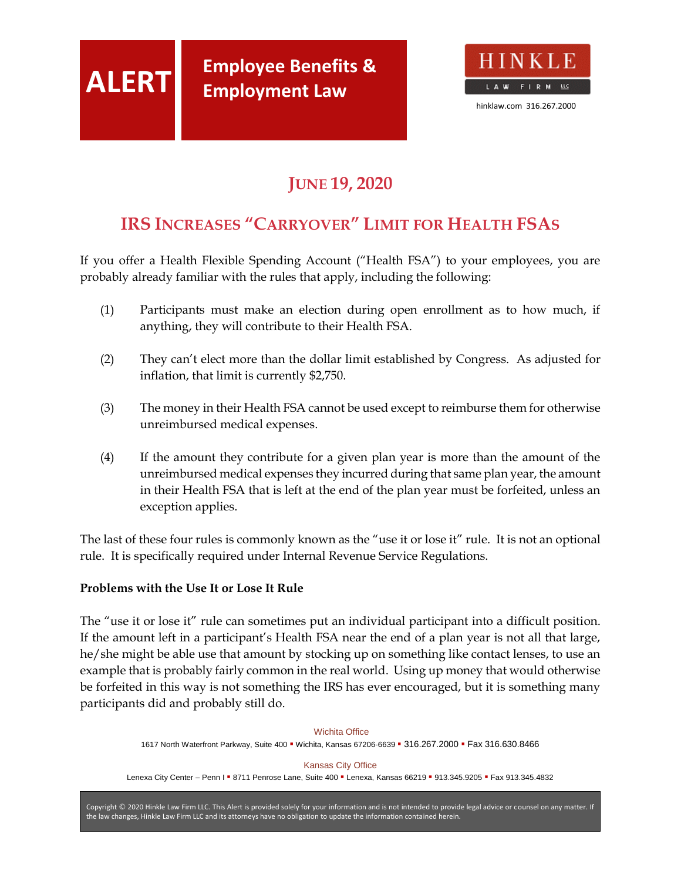# ALERT

## Employee Benefits & Employment Law

HINKLE LAW FIRM LLC

hinklaw.com 316.267.2000

## June 19, 2020

## IRS Increases "Carryover" Limit for Health FSAs

If you offer a Health Flexible Spending Account ("Health FSA") to your employees, you are probably already familiar with the rules that apply, including the following:

(1) Participants must make an election during open enrollment as to how much, if anything, they will contribute to their Health FSA.

(2) They can't elect more than the dollar limit established by Congress. As adjusted for inflation, that limit is currently $2,750.

(3) The money in their Health FSA cannot be used except to reimburse them for otherwise unreimbursed medical expenses.

(4) If the amount they contribute for a given plan year is more than the amount of the unreimbursed medical expenses they incurred during that same plan year, the amount in their Health FSA that is left at the end of the plan year must be forfeited, unless an exception applies.

The last of these four rules is commonly known as the "use it or lose it" rule. It is not an optional rule. It is specifically required under Internal Revenue Service Regulations.

**Problems with the Use It or Lose It Rule**

The "use it or lose it" rule can sometimes put an individual participant into a difficult position. If the amount left in a participant's Health FSA near the end of a plan year is not all that large, he/she might be able use that amount by stocking up on something like contact lenses, to use an example that is probably fairly common in the real world. Using up money that would otherwise be forfeited in this way is not something the IRS has ever encouraged, but it is something many participants did and probably still do.

Wichita Office

1617 North Waterfront Parkway, Suite 400 ▪ Wichita, Kansas 67206-6639 ▪ 316.267.2000 ▪ Fax 316.630.8466

Kansas City Office

Lenexa City Center – Penn I ▪ 8711 Penrose Lane, Suite 400 ▪ Lenexa, Kansas 66219 ▪ 913.345.9205 ▪ Fax 913.345.4832

Copyright © 2020 Hinkle Law Firm LLC. This Alert is provided solely for your information and is not intended to provide legal advice or counsel on any matter. If the law changes, Hinkle Law Firm LLC and its attorneys have no obligation to update the information contained herein.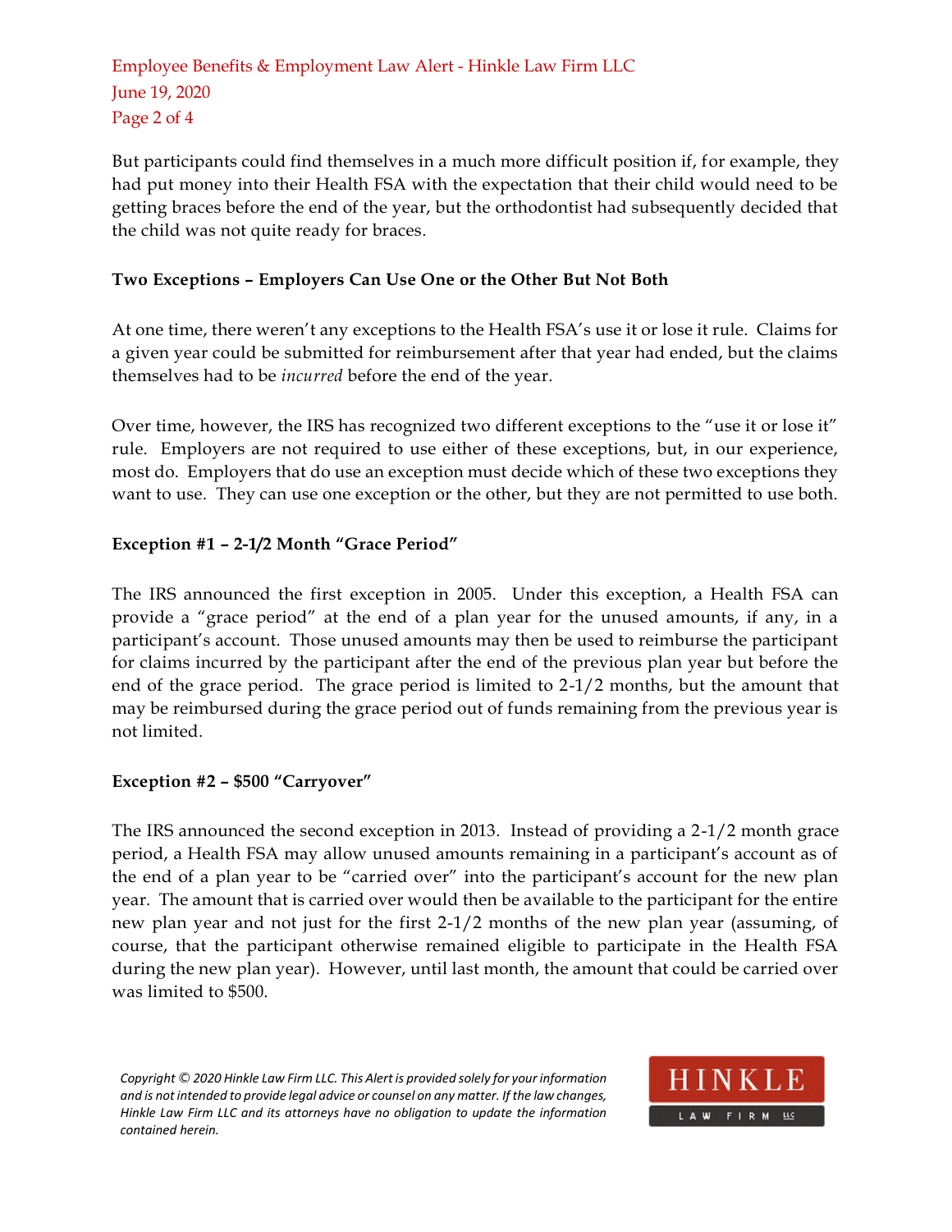But participants could find themselves in a much more difficult position if, for example, they had put money into their Health FSA with the expectation that their child would need to be getting braces before the end of the year, but the orthodontist had subsequently decided that the child was not quite ready for braces.

**Two Exceptions – Employers Can Use One or the Other But Not Both**

At one time, there weren't any exceptions to the Health FSA's use it or lose it rule. Claims for a given year could be submitted for reimbursement after that year had ended, but the claims themselves had to be *incurred* before the end of the year.

Over time, however, the IRS has recognized two different exceptions to the "use it or lose it" rule. Employers are not required to use either of these exceptions, but, in our experience, most do. Employers that do use an exception must decide which of these two exceptions they want to use. They can use one exception or the other, but they are not permitted to use both.

**Exception #1 – 2-1/2 Month "Grace Period"**

The IRS announced the first exception in 2005. Under this exception, a Health FSA can provide a "grace period" at the end of a plan year for the unused amounts, if any, in a participant's account. Those unused amounts may then be used to reimburse the participant for claims incurred by the participant after the end of the previous plan year but before the end of the grace period. The grace period is limited to 2-1/2 months, but the amount that may be reimbursed during the grace period out of funds remaining from the previous year is not limited.

**Exception #2 – $500 "Carryover"**

The IRS announced the second exception in 2013. Instead of providing a 2-1/2 month grace period, a Health FSA may allow unused amounts remaining in a participant's account as of the end of a plan year to be "carried over" into the participant's account for the new plan year. The amount that is carried over would then be available to the participant for the entire new plan year and not just for the first 2-1/2 months of the new plan year (assuming, of course, that the participant otherwise remained eligible to participate in the Health FSA during the new plan year). However, until last month, the amount that could be carried over was limited to $500.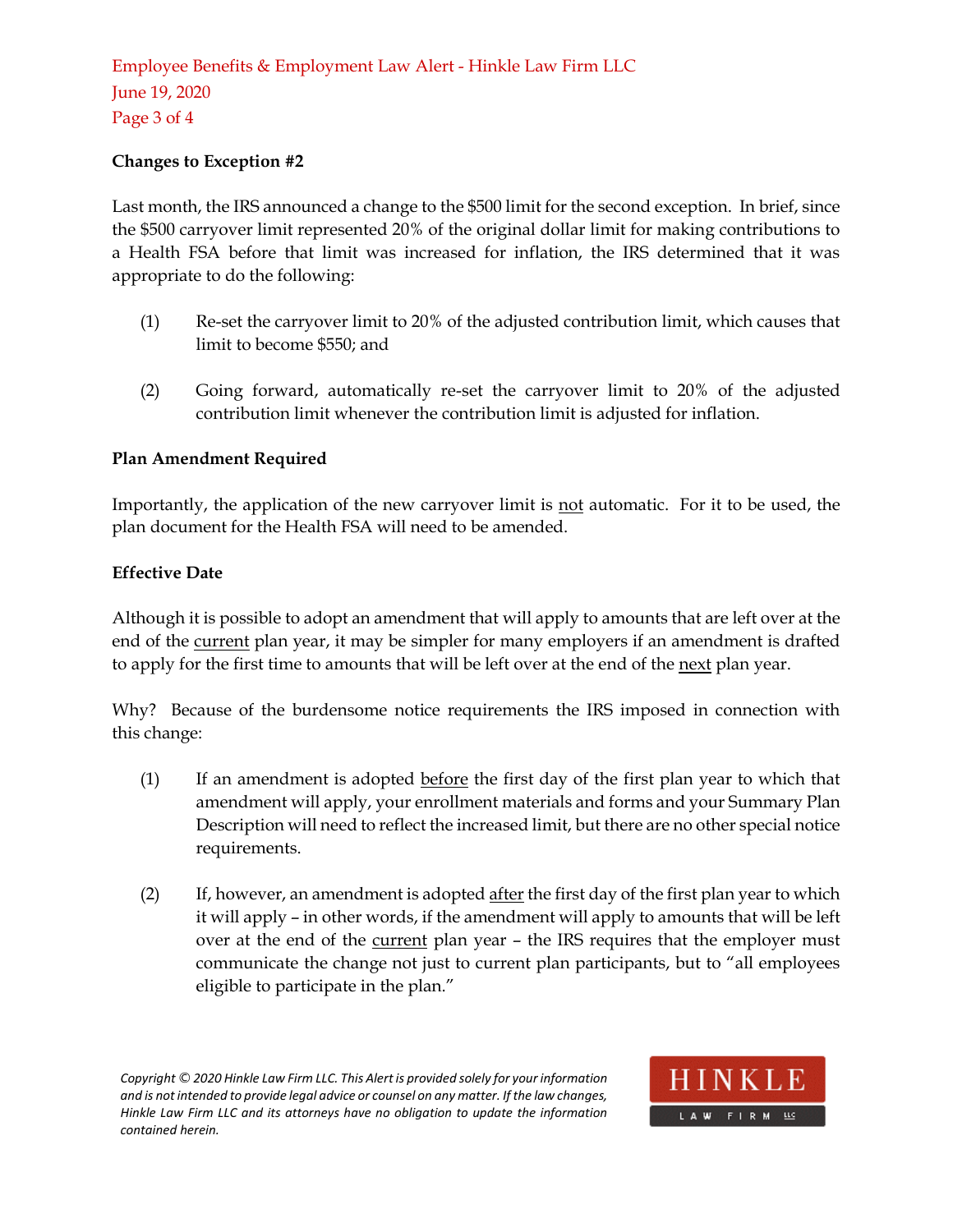**Changes to Exception #2**

Last month, the IRS announced a change to the $500 limit for the second exception. In brief, since the $500 carryover limit represented 20% of the original dollar limit for making contributions to a Health FSA before that limit was increased for inflation, the IRS determined that it was appropriate to do the following:

(1) Re-set the carryover limit to 20% of the adjusted contribution limit, which causes that limit to become $550; and

(2) Going forward, automatically re-set the carryover limit to 20% of the adjusted contribution limit whenever the contribution limit is adjusted for inflation.

**Plan Amendment Required**

Importantly, the application of the new carryover limit is <u>not</u> automatic. For it to be used, the plan document for the Health FSA will need to be amended.

**Effective Date**

Although it is possible to adopt an amendment that will apply to amounts that are left over at the end of the <u>current</u> plan year, it may be simpler for many employers if an amendment is drafted to apply for the first time to amounts that will be left over at the end of the <u>next</u> plan year.

Why? Because of the burdensome notice requirements the IRS imposed in connection with this change:

(1) If an amendment is adopted <u>before</u> the first day of the first plan year to which that amendment will apply, your enrollment materials and forms and your Summary Plan Description will need to reflect the increased limit, but there are no other special notice requirements.

(2) If, however, an amendment is adopted <u>after</u> the first day of the first plan year to which it will apply – in other words, if the amendment will apply to amounts that will be left over at the end of the <u>current</u> plan year – the IRS requires that the employer must communicate the change not just to current plan participants, but to "all employees eligible to participate in the plan."

*Copyright © 2020 Hinkle Law Firm LLC. This Alert is provided solely for your information and is not intended to provide legal advice or counsel on any matter. If the law changes, Hinkle Law Firm LLC and its attorneys have no obligation to update the information contained herein.*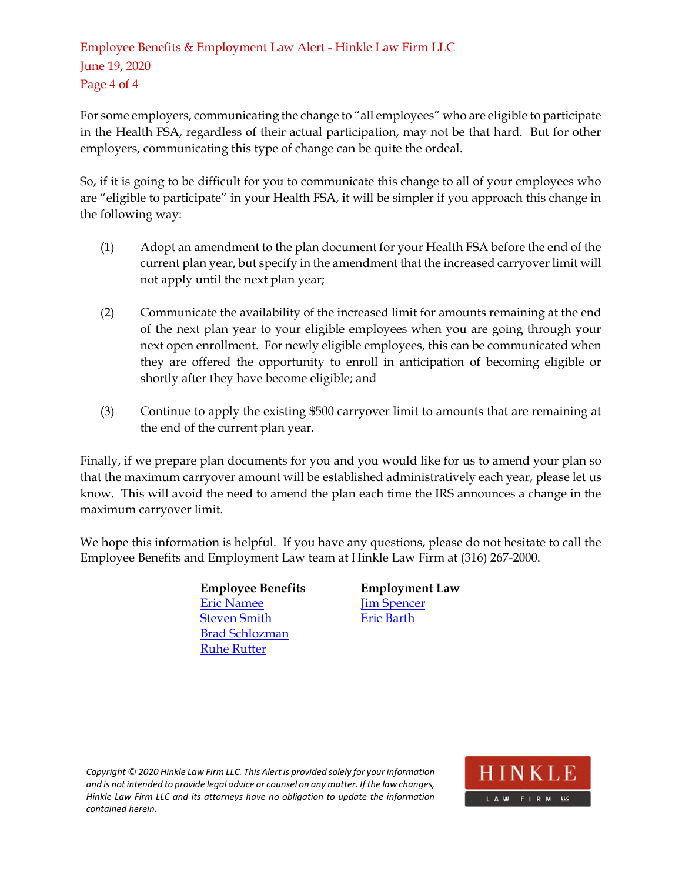For some employers, communicating the change to "all employees" who are eligible to participate in the Health FSA, regardless of their actual participation, may not be that hard. But for other employers, communicating this type of change can be quite the ordeal.

So, if it is going to be difficult for you to communicate this change to all of your employees who are "eligible to participate" in your Health FSA, it will be simpler if you approach this change in the following way:

(1) Adopt an amendment to the plan document for your Health FSA before the end of the current plan year, but specify in the amendment that the increased carryover limit will not apply until the next plan year;

(2) Communicate the availability of the increased limit for amounts remaining at the end of the next plan year to your eligible employees when you are going through your next open enrollment. For newly eligible employees, this can be communicated when they are offered the opportunity to enroll in anticipation of becoming eligible or shortly after they have become eligible; and

(3) Continue to apply the existing $500 carryover limit to amounts that are remaining at the end of the current plan year.

Finally, if we prepare plan documents for you and you would like for us to amend your plan so that the maximum carryover amount will be established administratively each year, please let us know. This will avoid the need to amend the plan each time the IRS announces a change in the maximum carryover limit.

We hope this information is helpful. If you have any questions, please do not hesitate to call the Employee Benefits and Employment Law team at Hinkle Law Firm at (316) 267-2000.

**Employee Benefits**
Eric Namee
Steven Smith
Brad Schlozman
Ruhe Rutter

**Employment Law**
Jim Spencer
Eric Barth

*Copyright © 2020 Hinkle Law Firm LLC. This Alert is provided solely for your information and is not intended to provide legal advice or counsel on any matter. If the law changes, Hinkle Law Firm LLC and its attorneys have no obligation to update the information contained herein.*

HINKLE LAW FIRM LLC